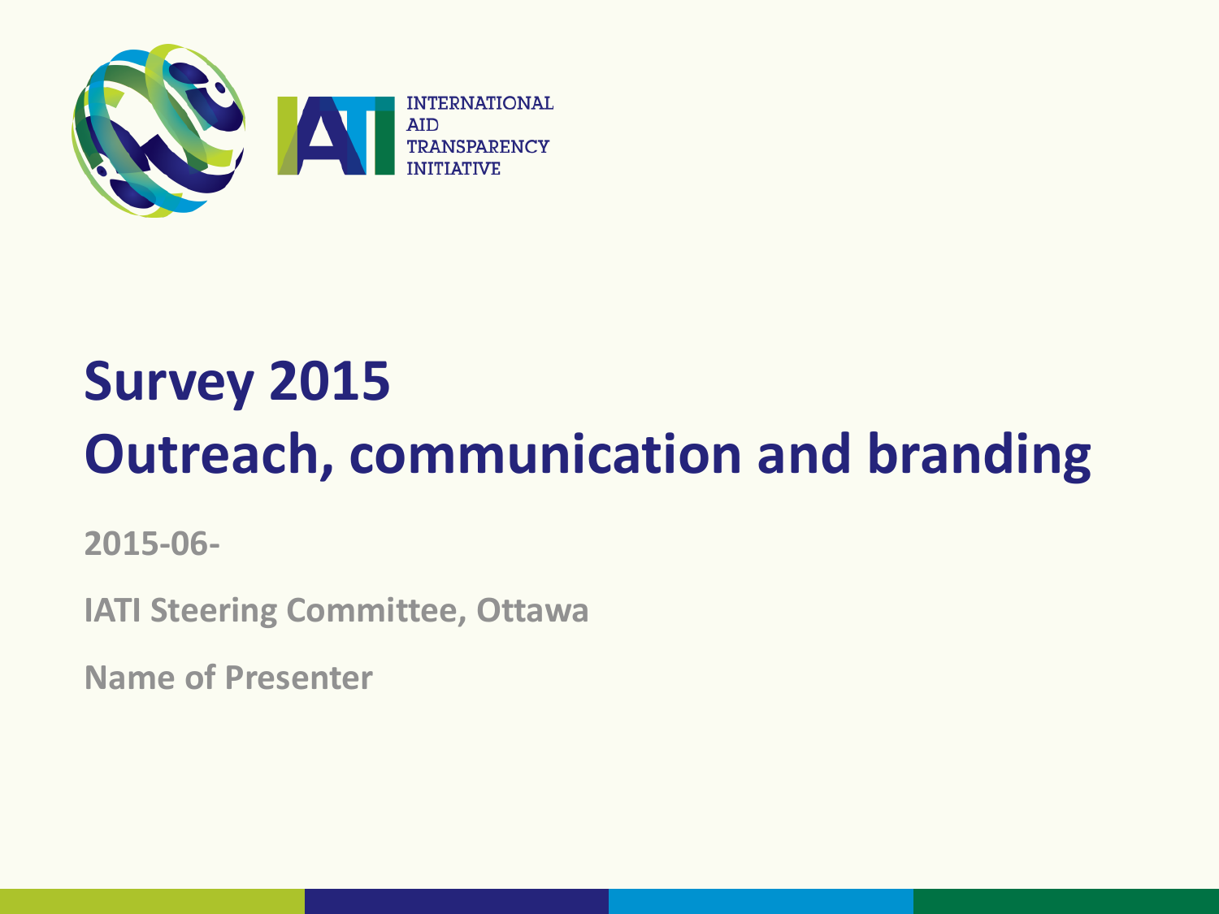INTERNATIONAL AID TRANSPARENCY INITIATIVE

# Survey 2015
# Outreach, communication and branding

**2015-06-**

**IATI Steering Committee, Ottawa**

**Name of Presenter**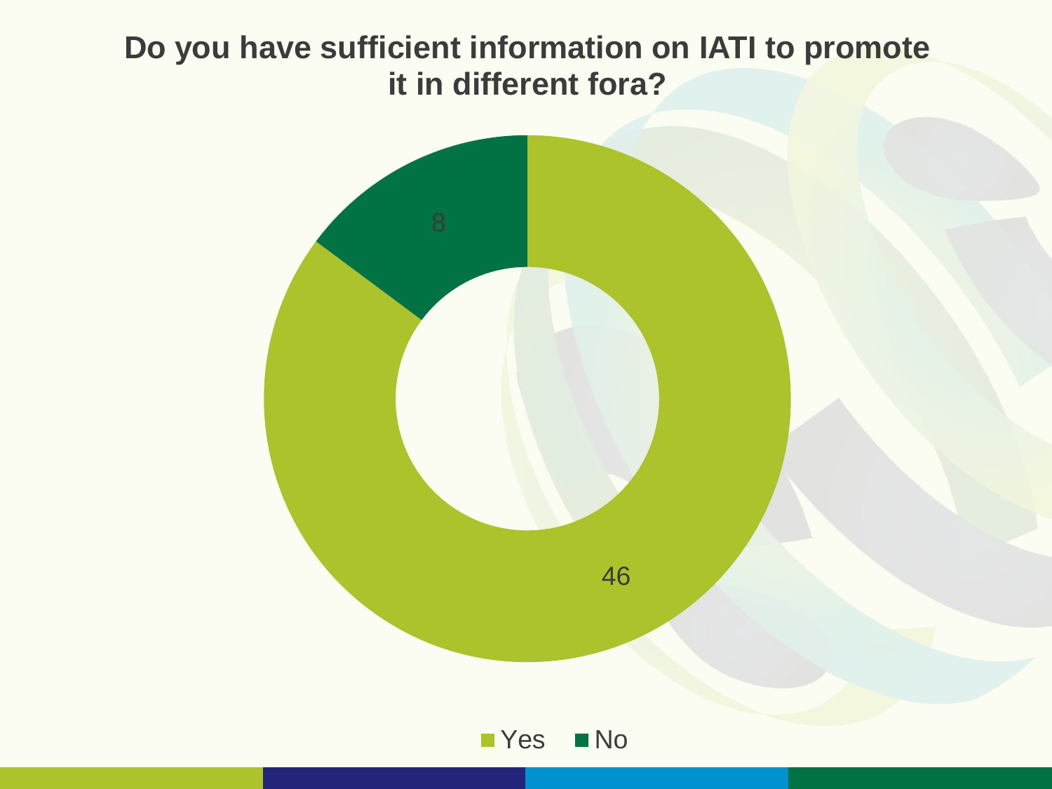# Do you have sufficient information on IATI to promote it in different fora?

| Response | Count |
|---|---|
| Yes | 46 |
| No | 8 |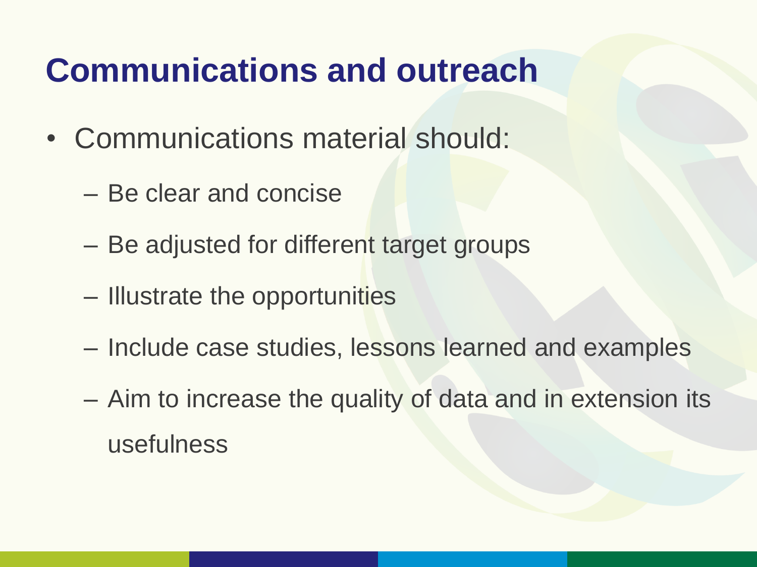# Communications and outreach

- Communications material should:
  - Be clear and concise
  - Be adjusted for different target groups
  - Illustrate the opportunities
  - Include case studies, lessons learned and examples
  - Aim to increase the quality of data and in extension its usefulness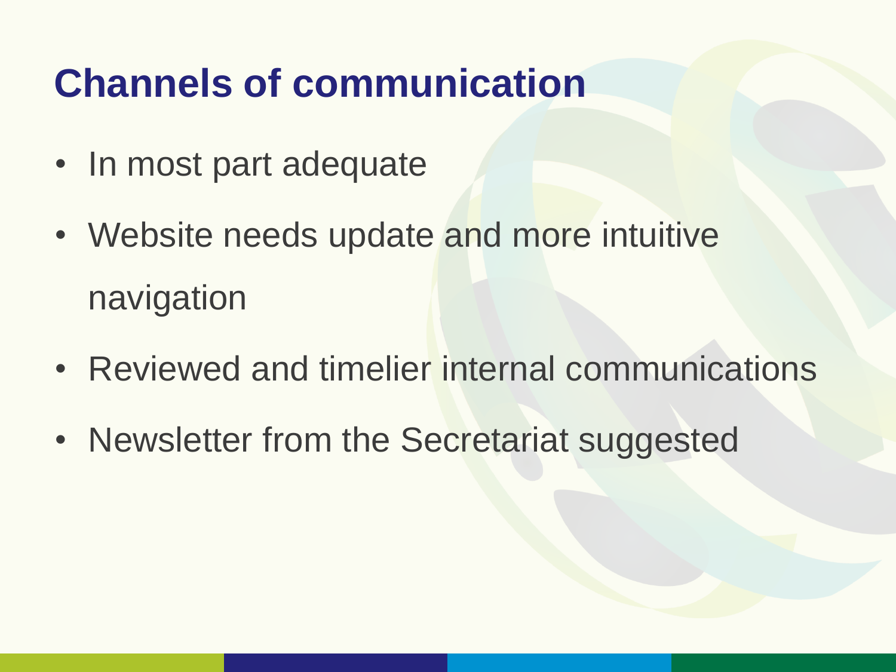# Channels of communication

- In most part adequate
- Website needs update and more intuitive navigation
- Reviewed and timelier internal communications
- Newsletter from the Secretariat suggested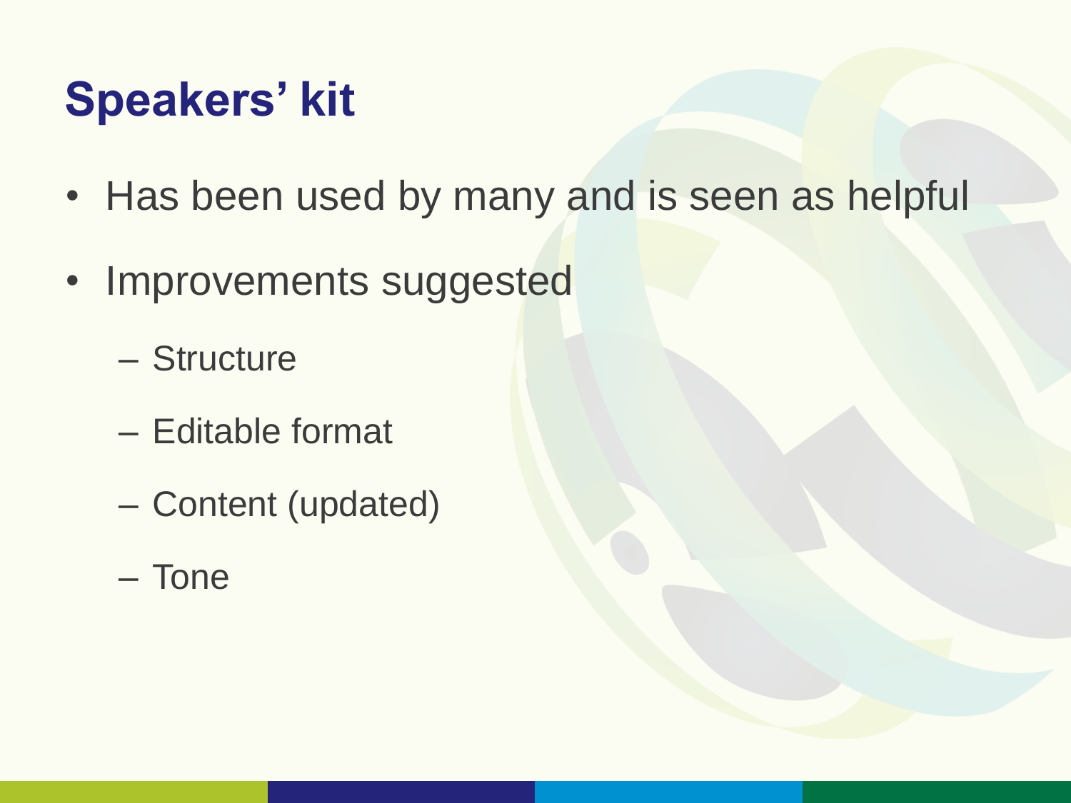# Speakers' kit

- Has been used by many and is seen as helpful
- Improvements suggested
  - Structure
  - Editable format
  - Content (updated)
  - Tone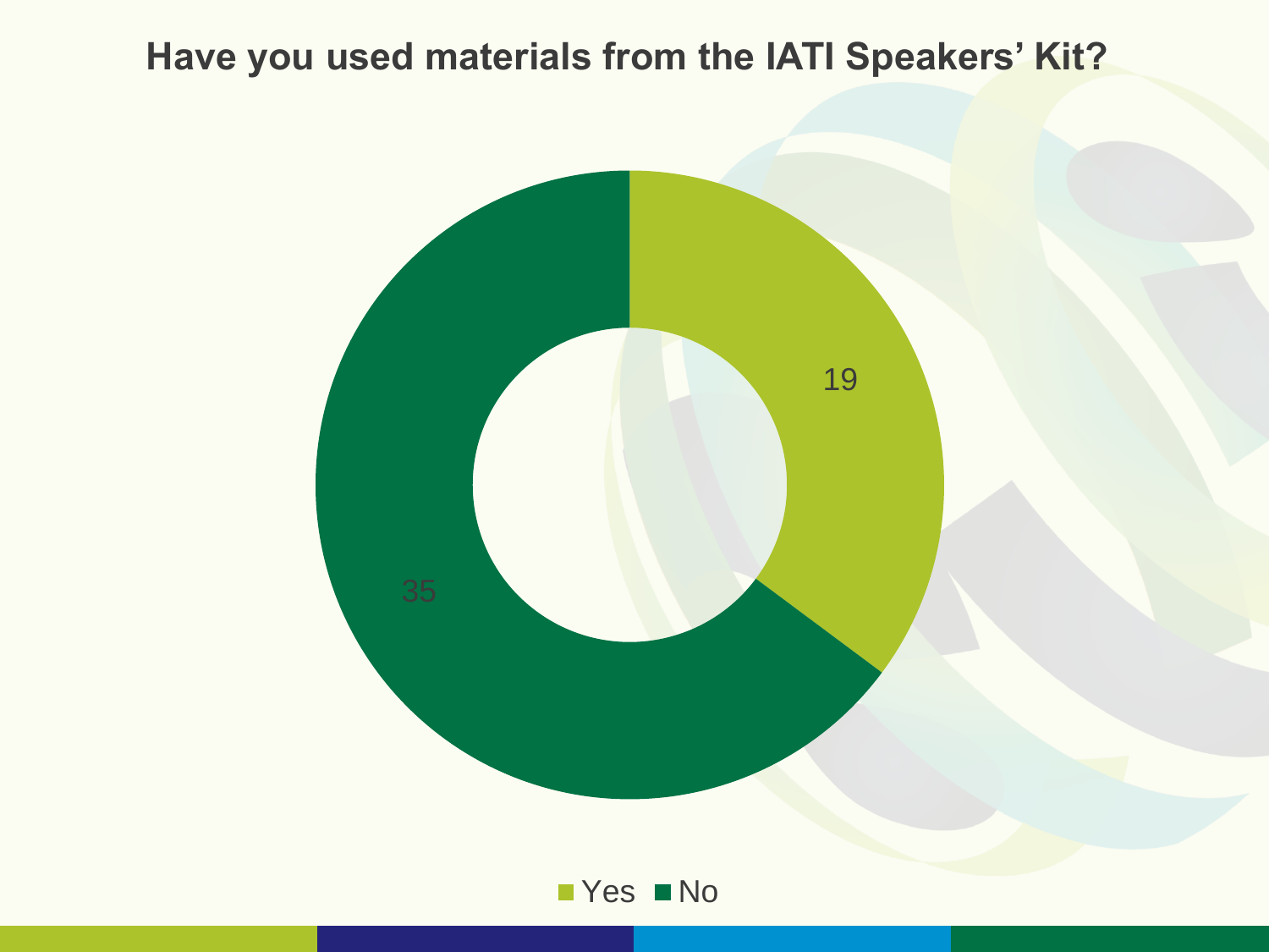# Have you used materials from the IATI Speakers' Kit?

| Response | Count |
| --- | --- |
| Yes | 19 |
| No | 35 |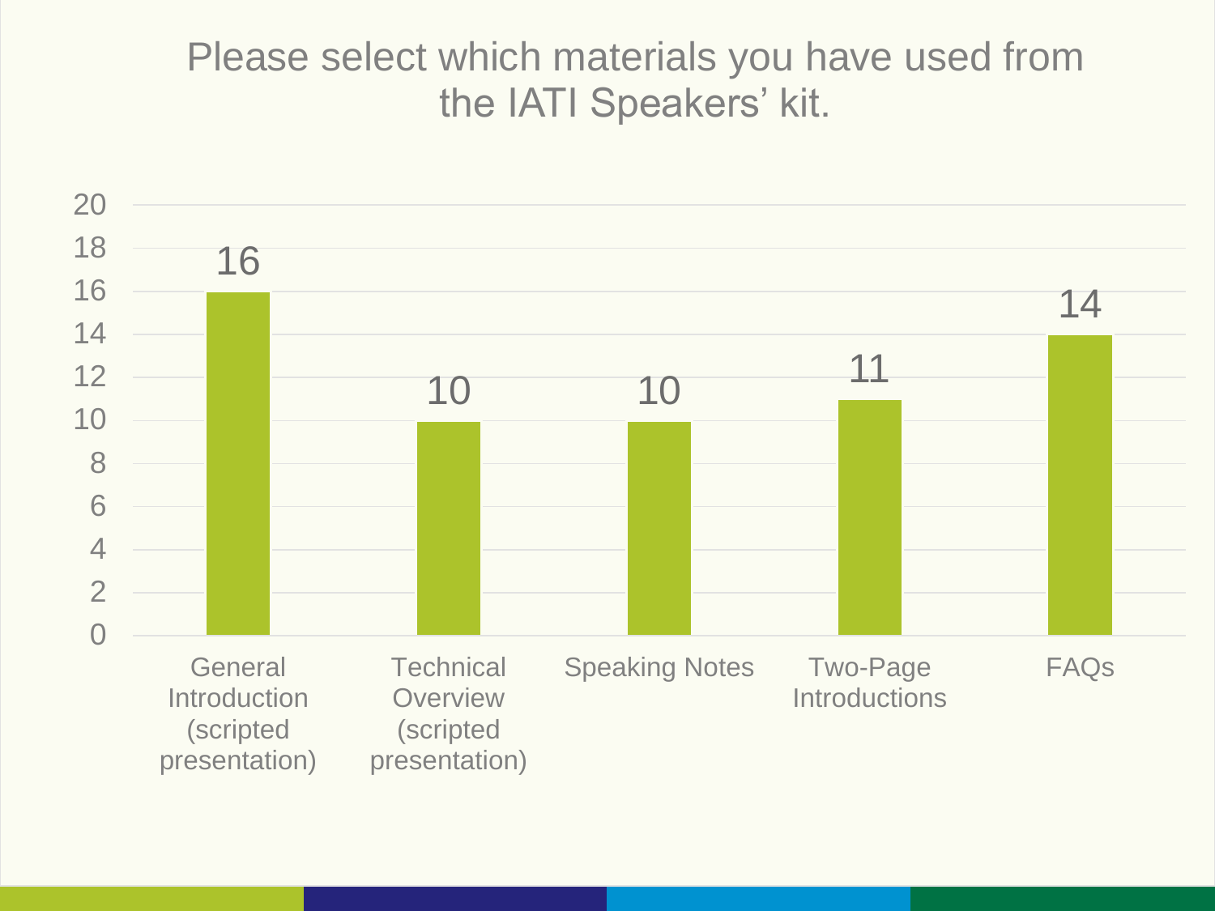# Please select which materials you have used from the IATI Speakers' kit.

| Material | Count |
|---|---|
| General Introduction (scripted presentation) | 16 |
| Technical Overview (scripted presentation) | 10 |
| Speaking Notes | 10 |
| Two-Page Introductions | 11 |
| FAQs | 14 |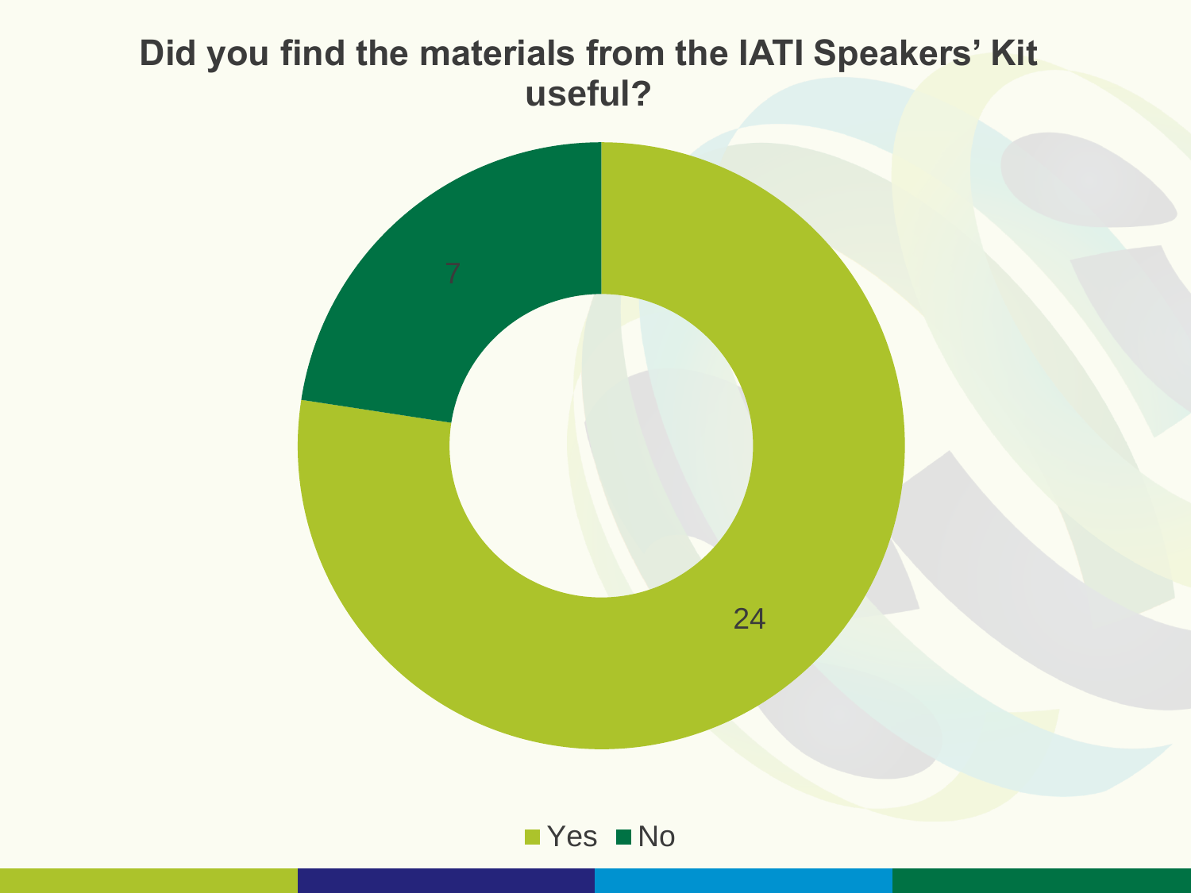# Did you find the materials from the IATI Speakers' Kit useful?

| Response | Count |
| --- | --- |
| Yes | 24 |
| No | 7 |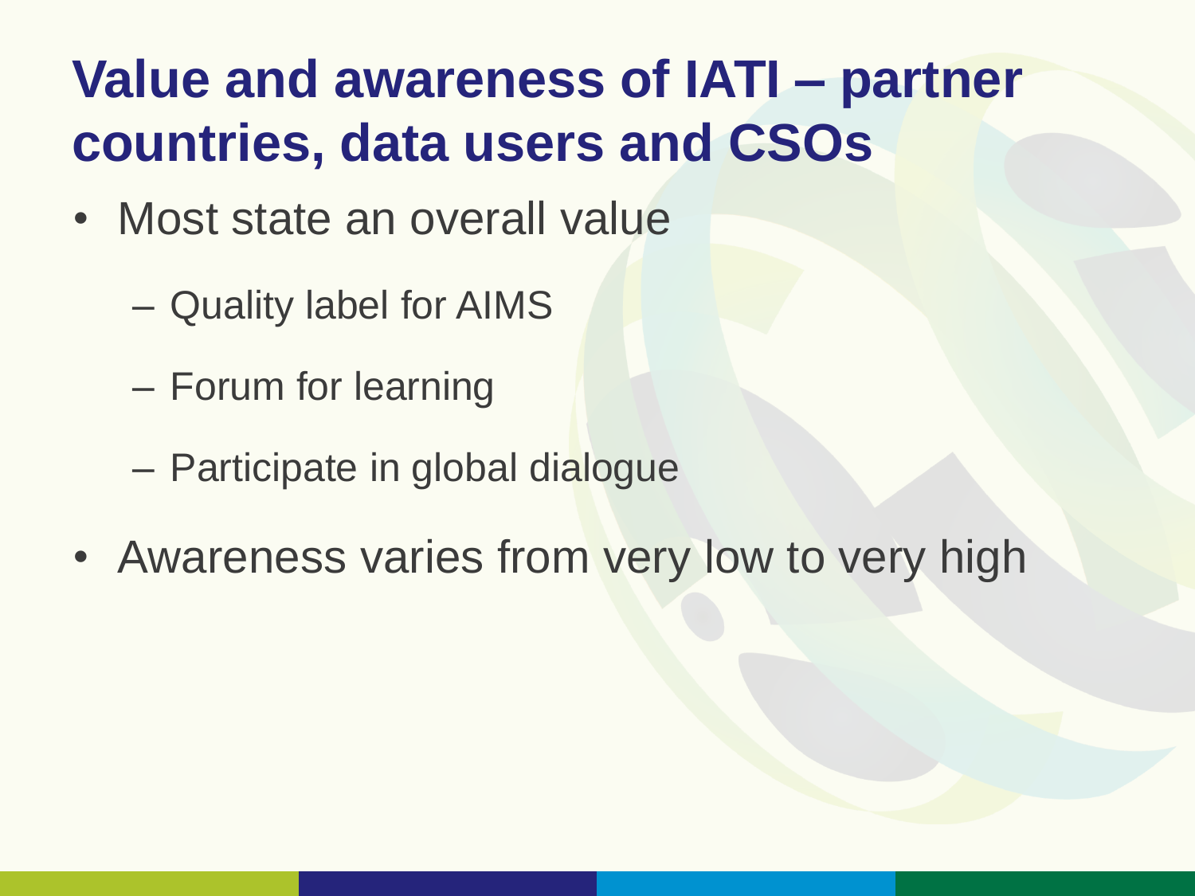# Value and awareness of IATI – partner countries, data users and CSOs

- Most state an overall value
  - Quality label for AIMS
  - Forum for learning
  - Participate in global dialogue
- Awareness varies from very low to very high